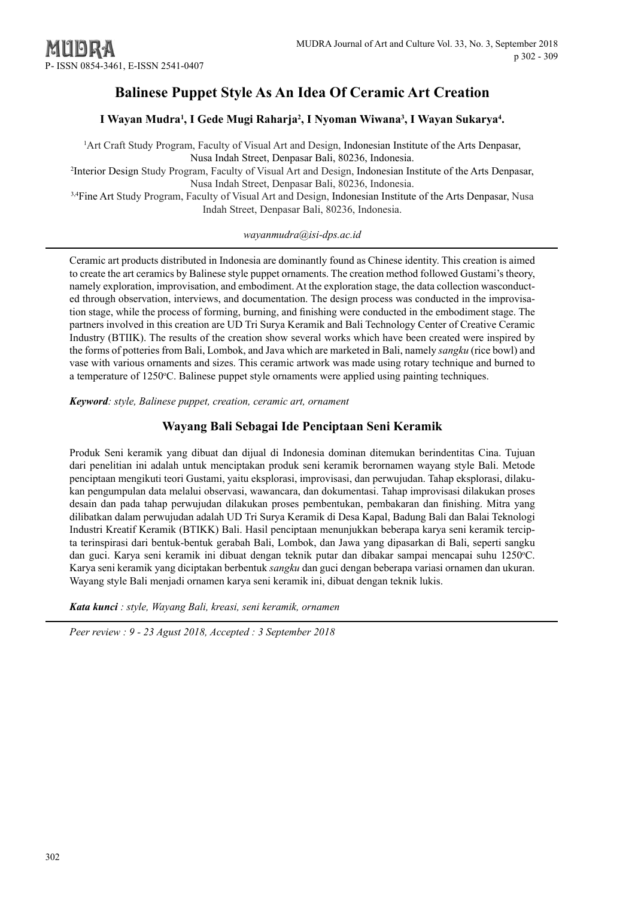# Balinese Puppet Style As An Idea Of Ceramic Art Creation

**I Wayan Mudra[1], I Gede Mugi Raharja[2], I Nyoman Wiwana[3], I Wayan Sukarya[4].**

[1]Art Craft Study Program, Faculty of Visual Art and Design, Indonesian Institute of the Arts Denpasar, Nusa Indah Street, Denpasar Bali, 80236, Indonesia.
[2]Interior Design Study Program, Faculty of Visual Art and Design, Indonesian Institute of the Arts Denpasar, Nusa Indah Street, Denpasar Bali, 80236, Indonesia.
[3,4]Fine Art Study Program, Faculty of Visual Art and Design, Indonesian Institute of the Arts Denpasar, Nusa Indah Street, Denpasar Bali, 80236, Indonesia.

*wayanmudra@isi-dps.ac.id*

Ceramic art products distributed in Indonesia are dominantly found as Chinese identity. This creation is aimed to create the art ceramics by Balinese style puppet ornaments. The creation method followed Gustami's theory, namely exploration, improvisation, and embodiment. At the exploration stage, the data collection wasconducted through observation, interviews, and documentation. The design process was conducted in the improvisation stage, while the process of forming, burning, and finishing were conducted in the embodiment stage. The partners involved in this creation are UD Tri Surya Keramik and Bali Technology Center of Creative Ceramic Industry (BTIIK). The results of the creation show several works which have been created were inspired by the forms of potteries from Bali, Lombok, and Java which are marketed in Bali, namely *sangku* (rice bowl) and vase with various ornaments and sizes. This ceramic artwork was made using rotary technique and burned to a temperature of 1250°C. Balinese puppet style ornaments were applied using painting techniques.

***Keyword****: style, Balinese puppet, creation, ceramic art, ornament*

## Wayang Bali Sebagai Ide Penciptaan Seni Keramik

Produk Seni keramik yang dibuat dan dijual di Indonesia dominan ditemukan berindentitas Cina. Tujuan dari penelitian ini adalah untuk menciptakan produk seni keramik berornamen wayang style Bali. Metode penciptaan mengikuti teori Gustami, yaitu eksplorasi, improvisasi, dan perwujudan. Tahap eksplorasi, dilakukan pengumpulan data melalui observasi, wawancara, dan dokumentasi. Tahap improvisasi dilakukan proses desain dan pada tahap perwujudan dilakukan proses pembentukan, pembakaran dan finishing. Mitra yang dilibatkan dalam perwujudan adalah UD Tri Surya Keramik di Desa Kapal, Badung Bali dan Balai Teknologi Industri Kreatif Keramik (BTIKK) Bali. Hasil penciptaan menunjukkan beberapa karya seni keramik tercipta terinspirasi dari bentuk-bentuk gerabah Bali, Lombok, dan Jawa yang dipasarkan di Bali, seperti sangku dan guci. Karya seni keramik ini dibuat dengan teknik putar dan dibakar sampai mencapai suhu 1250°C. Karya seni keramik yang diciptakan berbentuk *sangku* dan guci dengan beberapa variasi ornamen dan ukuran. Wayang style Bali menjadi ornamen karya seni keramik ini, dibuat dengan teknik lukis.

***Kata kunci*** *: style, Wayang Bali, kreasi, seni keramik, ornamen*

*Peer review : 9 - 23 Agust 2018, Accepted : 3 September 2018*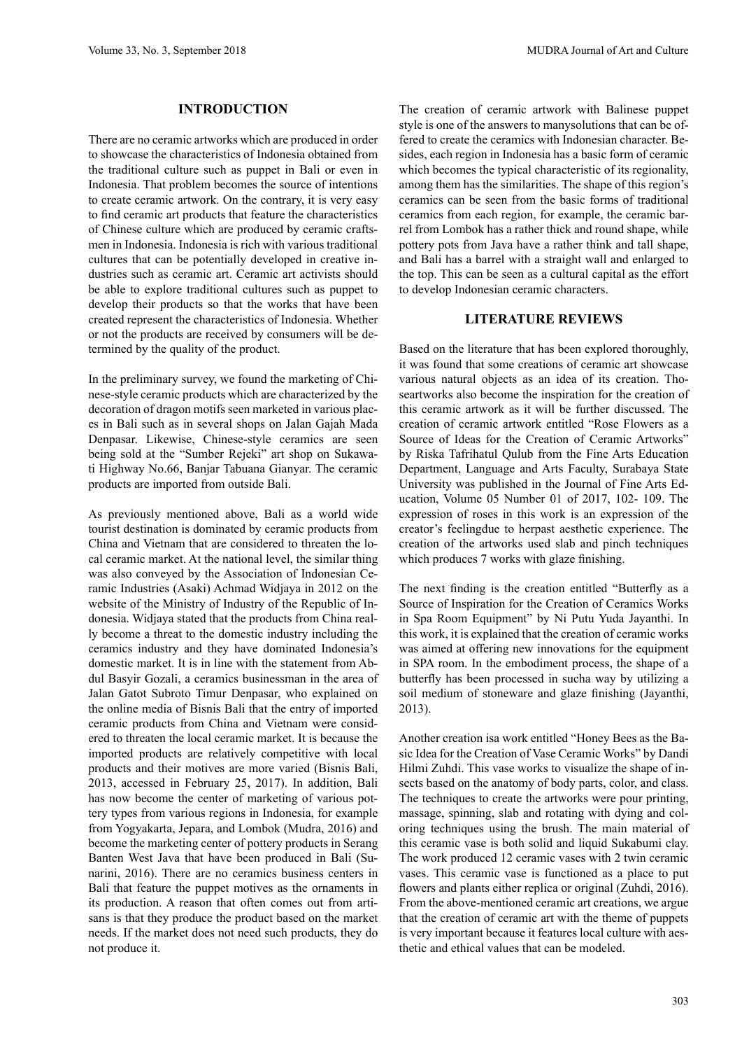## INTRODUCTION

There are no ceramic artworks which are produced in order to showcase the characteristics of Indonesia obtained from the traditional culture such as puppet in Bali or even in Indonesia. That problem becomes the source of intentions to create ceramic artwork. On the contrary, it is very easy to find ceramic art products that feature the characteristics of Chinese culture which are produced by ceramic craftsmen in Indonesia. Indonesia is rich with various traditional cultures that can be potentially developed in creative industries such as ceramic art. Ceramic art activists should be able to explore traditional cultures such as puppet to develop their products so that the works that have been created represent the characteristics of Indonesia. Whether or not the products are received by consumers will be determined by the quality of the product.

In the preliminary survey, we found the marketing of Chinese-style ceramic products which are characterized by the decoration of dragon motifs seen marketed in various places in Bali such as in several shops on Jalan Gajah Mada Denpasar. Likewise, Chinese-style ceramics are seen being sold at the "Sumber Rejeki" art shop on Sukawati Highway No.66, Banjar Tabuana Gianyar. The ceramic products are imported from outside Bali.

As previously mentioned above, Bali as a world wide tourist destination is dominated by ceramic products from China and Vietnam that are considered to threaten the local ceramic market. At the national level, the similar thing was also conveyed by the Association of Indonesian Ceramic Industries (Asaki) Achmad Widjaya in 2012 on the website of the Ministry of Industry of the Republic of Indonesia. Widjaya stated that the products from China really become a threat to the domestic industry including the ceramics industry and they have dominated Indonesia's domestic market. It is in line with the statement from Abdul Basyir Gozali, a ceramics businessman in the area of Jalan Gatot Subroto Timur Denpasar, who explained on the online media of Bisnis Bali that the entry of imported ceramic products from China and Vietnam were considered to threaten the local ceramic market. It is because the imported products are relatively competitive with local products and their motives are more varied (Bisnis Bali, 2013, accessed in February 25, 2017). In addition, Bali has now become the center of marketing of various pottery types from various regions in Indonesia, for example from Yogyakarta, Jepara, and Lombok (Mudra, 2016) and become the marketing center of pottery products in Serang Banten West Java that have been produced in Bali (Sunarini, 2016). There are no ceramics business centers in Bali that feature the puppet motives as the ornaments in its production. A reason that often comes out from artisans is that they produce the product based on the market needs. If the market does not need such products, they do not produce it.

The creation of ceramic artwork with Balinese puppet style is one of the answers to manysolutions that can be offered to create the ceramics with Indonesian character. Besides, each region in Indonesia has a basic form of ceramic which becomes the typical characteristic of its regionality, among them has the similarities. The shape of this region's ceramics can be seen from the basic forms of traditional ceramics from each region, for example, the ceramic barrel from Lombok has a rather thick and round shape, while pottery pots from Java have a rather think and tall shape, and Bali has a barrel with a straight wall and enlarged to the top. This can be seen as a cultural capital as the effort to develop Indonesian ceramic characters.

## LITERATURE REVIEWS

Based on the literature that has been explored thoroughly, it was found that some creations of ceramic art showcase various natural objects as an idea of its creation. Thoseartworks also become the inspiration for the creation of this ceramic artwork as it will be further discussed. The creation of ceramic artwork entitled "Rose Flowers as a Source of Ideas for the Creation of Ceramic Artworks" by Riska Tafrihatul Qulub from the Fine Arts Education Department, Language and Arts Faculty, Surabaya State University was published in the Journal of Fine Arts Education, Volume 05 Number 01 of 2017, 102- 109. The expression of roses in this work is an expression of the creator's feelingdue to herpast aesthetic experience. The creation of the artworks used slab and pinch techniques which produces 7 works with glaze finishing.

The next finding is the creation entitled "Butterfly as a Source of Inspiration for the Creation of Ceramics Works in Spa Room Equipment" by Ni Putu Yuda Jayanthi. In this work, it is explained that the creation of ceramic works was aimed at offering new innovations for the equipment in SPA room. In the embodiment process, the shape of a butterfly has been processed in sucha way by utilizing a soil medium of stoneware and glaze finishing (Jayanthi, 2013).

Another creation isa work entitled "Honey Bees as the Basic Idea for the Creation of Vase Ceramic Works" by Dandi Hilmi Zuhdi. This vase works to visualize the shape of insects based on the anatomy of body parts, color, and class. The techniques to create the artworks were pour printing, massage, spinning, slab and rotating with dying and coloring techniques using the brush. The main material of this ceramic vase is both solid and liquid Sukabumi clay. The work produced 12 ceramic vases with 2 twin ceramic vases. This ceramic vase is functioned as a place to put flowers and plants either replica or original (Zuhdi, 2016). From the above-mentioned ceramic art creations, we argue that the creation of ceramic art with the theme of puppets is very important because it features local culture with aesthetic and ethical values that can be modeled.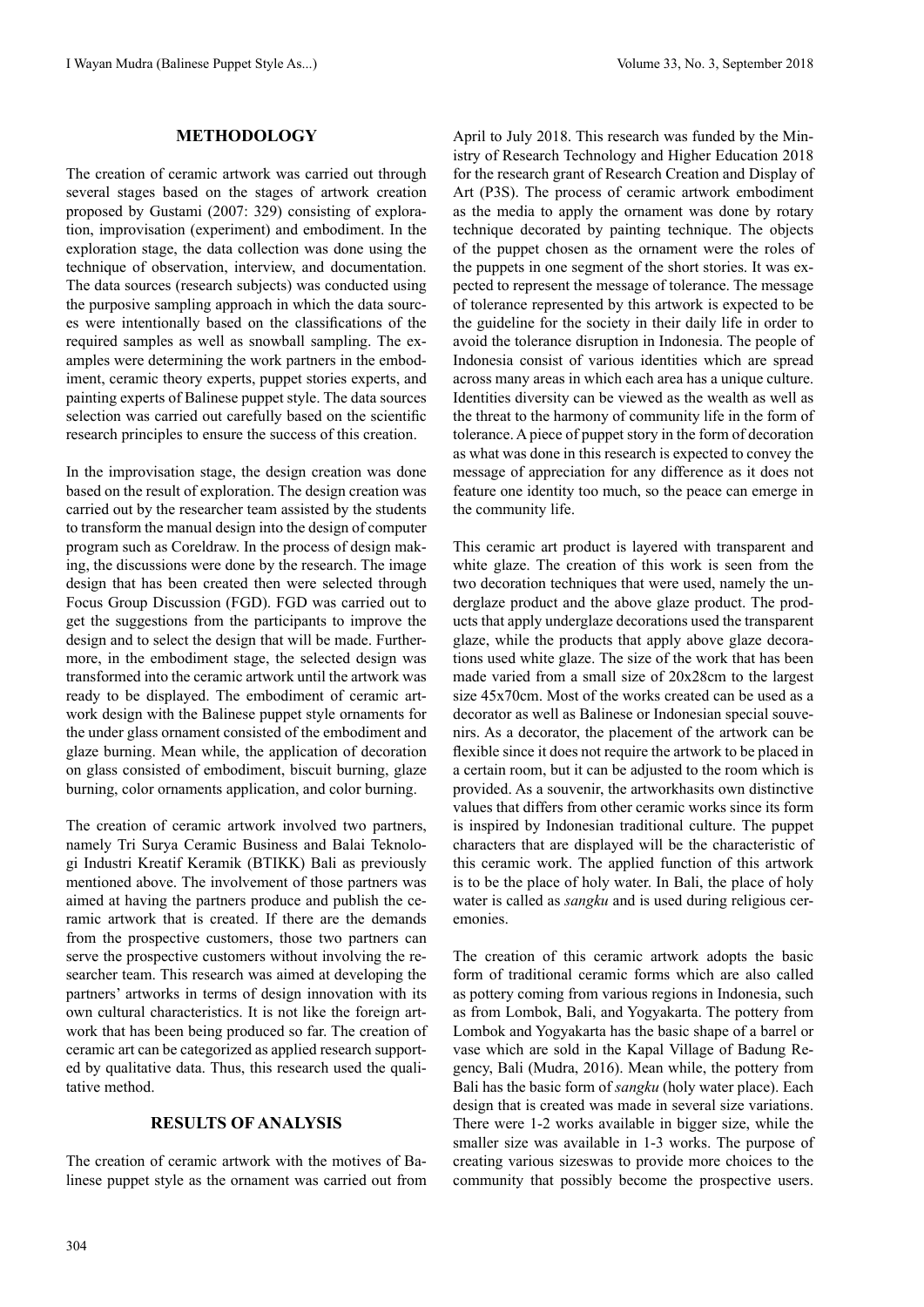## METHODOLOGY

The creation of ceramic artwork was carried out through several stages based on the stages of artwork creation proposed by Gustami (2007: 329) consisting of exploration, improvisation (experiment) and embodiment. In the exploration stage, the data collection was done using the technique of observation, interview, and documentation. The data sources (research subjects) was conducted using the purposive sampling approach in which the data sources were intentionally based on the classifications of the required samples as well as snowball sampling. The examples were determining the work partners in the embodiment, ceramic theory experts, puppet stories experts, and painting experts of Balinese puppet style. The data sources selection was carried out carefully based on the scientific research principles to ensure the success of this creation.

In the improvisation stage, the design creation was done based on the result of exploration. The design creation was carried out by the researcher team assisted by the students to transform the manual design into the design of computer program such as Coreldraw. In the process of design making, the discussions were done by the research. The image design that has been created then were selected through Focus Group Discussion (FGD). FGD was carried out to get the suggestions from the participants to improve the design and to select the design that will be made. Furthermore, in the embodiment stage, the selected design was transformed into the ceramic artwork until the artwork was ready to be displayed. The embodiment of ceramic artwork design with the Balinese puppet style ornaments for the under glass ornament consisted of the embodiment and glaze burning. Mean while, the application of decoration on glass consisted of embodiment, biscuit burning, glaze burning, color ornaments application, and color burning.

The creation of ceramic artwork involved two partners, namely Tri Surya Ceramic Business and Balai Teknologi Industri Kreatif Keramik (BTIKK) Bali as previously mentioned above. The involvement of those partners was aimed at having the partners produce and publish the ceramic artwork that is created. If there are the demands from the prospective customers, those two partners can serve the prospective customers without involving the researcher team. This research was aimed at developing the partners' artworks in terms of design innovation with its own cultural characteristics. It is not like the foreign artwork that has been being produced so far. The creation of ceramic art can be categorized as applied research supported by qualitative data. Thus, this research used the qualitative method.

## RESULTS OF ANALYSIS

The creation of ceramic artwork with the motives of Balinese puppet style as the ornament was carried out from April to July 2018. This research was funded by the Ministry of Research Technology and Higher Education 2018 for the research grant of Research Creation and Display of Art (P3S). The process of ceramic artwork embodiment as the media to apply the ornament was done by rotary technique decorated by painting technique. The objects of the puppet chosen as the ornament were the roles of the puppets in one segment of the short stories. It was expected to represent the message of tolerance. The message of tolerance represented by this artwork is expected to be the guideline for the society in their daily life in order to avoid the tolerance disruption in Indonesia. The people of Indonesia consist of various identities which are spread across many areas in which each area has a unique culture. Identities diversity can be viewed as the wealth as well as the threat to the harmony of community life in the form of tolerance. A piece of puppet story in the form of decoration as what was done in this research is expected to convey the message of appreciation for any difference as it does not feature one identity too much, so the peace can emerge in the community life.

This ceramic art product is layered with transparent and white glaze. The creation of this work is seen from the two decoration techniques that were used, namely the underglaze product and the above glaze product. The products that apply underglaze decorations used the transparent glaze, while the products that apply above glaze decorations used white glaze. The size of the work that has been made varied from a small size of 20x28cm to the largest size 45x70cm. Most of the works created can be used as a decorator as well as Balinese or Indonesian special souvenirs. As a decorator, the placement of the artwork can be flexible since it does not require the artwork to be placed in a certain room, but it can be adjusted to the room which is provided. As a souvenir, the artworkhasits own distinctive values that differs from other ceramic works since its form is inspired by Indonesian traditional culture. The puppet characters that are displayed will be the characteristic of this ceramic work. The applied function of this artwork is to be the place of holy water. In Bali, the place of holy water is called as *sangku* and is used during religious ceremonies.

The creation of this ceramic artwork adopts the basic form of traditional ceramic forms which are also called as pottery coming from various regions in Indonesia, such as from Lombok, Bali, and Yogyakarta. The pottery from Lombok and Yogyakarta has the basic shape of a barrel or vase which are sold in the Kapal Village of Badung Regency, Bali (Mudra, 2016). Mean while, the pottery from Bali has the basic form of *sangku* (holy water place). Each design that is created was made in several size variations. There were 1-2 works available in bigger size, while the smaller size was available in 1-3 works. The purpose of creating various sizeswas to provide more choices to the community that possibly become the prospective users.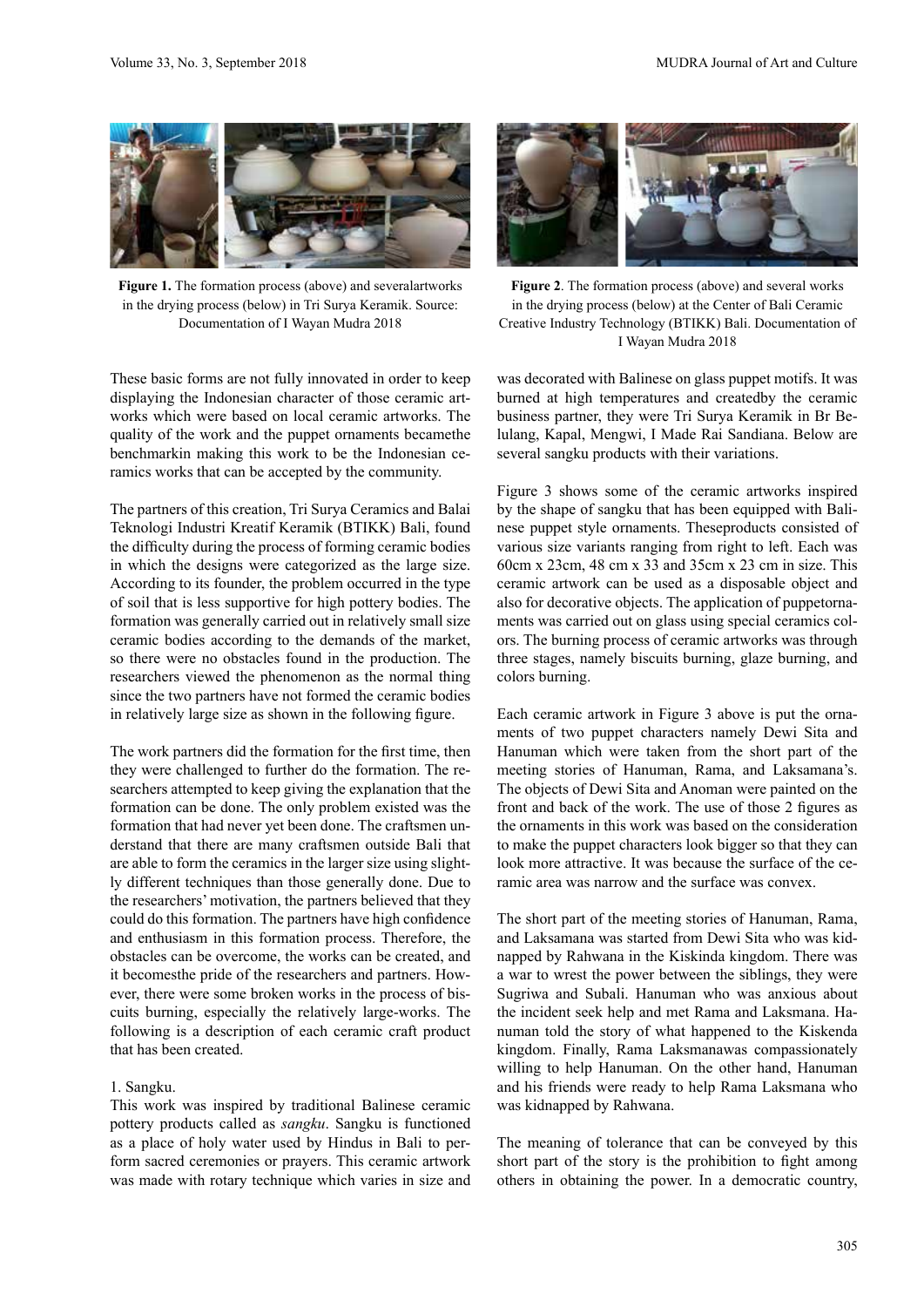**Figure 1.** The formation process (above) and severalartworks in the drying process (below) in Tri Surya Keramik. Source: Documentation of I Wayan Mudra 2018

**Figure 2**. The formation process (above) and several works in the drying process (below) at the Center of Bali Ceramic Creative Industry Technology (BTIKK) Bali. Documentation of I Wayan Mudra 2018

These basic forms are not fully innovated in order to keep displaying the Indonesian character of those ceramic artworks which were based on local ceramic artworks. The quality of the work and the puppet ornaments becamethe benchmarkin making this work to be the Indonesian ceramics works that can be accepted by the community.

The partners of this creation, Tri Surya Ceramics and Balai Teknologi Industri Kreatif Keramik (BTIKK) Bali, found the difficulty during the process of forming ceramic bodies in which the designs were categorized as the large size. According to its founder, the problem occurred in the type of soil that is less supportive for high pottery bodies. The formation was generally carried out in relatively small size ceramic bodies according to the demands of the market, so there were no obstacles found in the production. The researchers viewed the phenomenon as the normal thing since the two partners have not formed the ceramic bodies in relatively large size as shown in the following figure.

The work partners did the formation for the first time, then they were challenged to further do the formation. The researchers attempted to keep giving the explanation that the formation can be done. The only problem existed was the formation that had never yet been done. The craftsmen understand that there are many craftsmen outside Bali that are able to form the ceramics in the larger size using slightly different techniques than those generally done. Due to the researchers' motivation, the partners believed that they could do this formation. The partners have high confidence and enthusiasm in this formation process. Therefore, the obstacles can be overcome, the works can be created, and it becomesthe pride of the researchers and partners. However, there were some broken works in the process of biscuits burning, especially the relatively large-works. The following is a description of each ceramic craft product that has been created.

1. Sangku.

This work was inspired by traditional Balinese ceramic pottery products called as *sangku*. Sangku is functioned as a place of holy water used by Hindus in Bali to perform sacred ceremonies or prayers. This ceramic artwork was made with rotary technique which varies in size and was decorated with Balinese on glass puppet motifs. It was burned at high temperatures and createdby the ceramic business partner, they were Tri Surya Keramik in Br Belulang, Kapal, Mengwi, I Made Rai Sandiana. Below are several sangku products with their variations.

Figure 3 shows some of the ceramic artworks inspired by the shape of sangku that has been equipped with Balinese puppet style ornaments. Theseproducts consisted of various size variants ranging from right to left. Each was 60cm x 23cm, 48 cm x 33 and 35cm x 23 cm in size. This ceramic artwork can be used as a disposable object and also for decorative objects. The application of puppetornaments was carried out on glass using special ceramics colors. The burning process of ceramic artworks was through three stages, namely biscuits burning, glaze burning, and colors burning.

Each ceramic artwork in Figure 3 above is put the ornaments of two puppet characters namely Dewi Sita and Hanuman which were taken from the short part of the meeting stories of Hanuman, Rama, and Laksamana's. The objects of Dewi Sita and Anoman were painted on the front and back of the work. The use of those 2 figures as the ornaments in this work was based on the consideration to make the puppet characters look bigger so that they can look more attractive. It was because the surface of the ceramic area was narrow and the surface was convex.

The short part of the meeting stories of Hanuman, Rama, and Laksamana was started from Dewi Sita who was kidnapped by Rahwana in the Kiskinda kingdom. There was a war to wrest the power between the siblings, they were Sugriwa and Subali. Hanuman who was anxious about the incident seek help and met Rama and Laksmana. Hanuman told the story of what happened to the Kiskenda kingdom. Finally, Rama Laksmanawas compassionately willing to help Hanuman. On the other hand, Hanuman and his friends were ready to help Rama Laksmana who was kidnapped by Rahwana.

The meaning of tolerance that can be conveyed by this short part of the story is the prohibition to fight among others in obtaining the power. In a democratic country,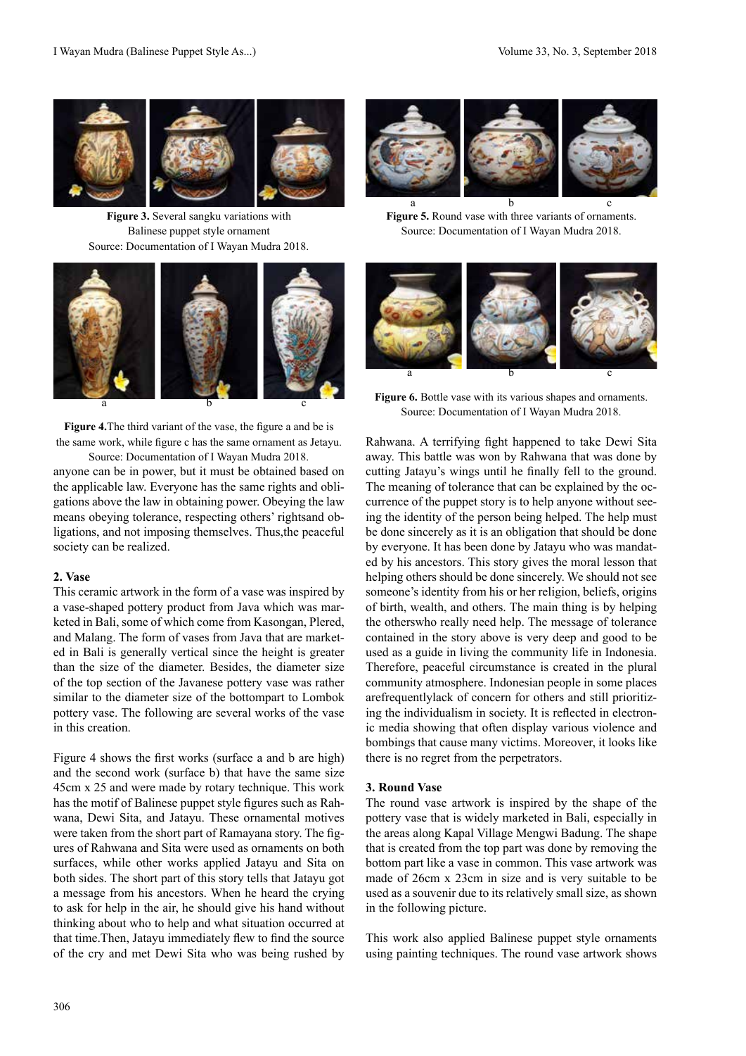**Figure 3.** Several sangku variations with Balinese puppet style ornament
Source: Documentation of I Wayan Mudra 2018.

a b c

**Figure 4.**The third variant of the vase, the figure a and be is the same work, while figure c has the same ornament as Jetayu.
Source: Documentation of I Wayan Mudra 2018.

anyone can be in power, but it must be obtained based on the applicable law. Everyone has the same rights and obligations above the law in obtaining power. Obeying the law means obeying tolerance, respecting others' rightsand obligations, and not imposing themselves. Thus,the peaceful society can be realized.

**2. Vase**

This ceramic artwork in the form of a vase was inspired by a vase-shaped pottery product from Java which was marketed in Bali, some of which come from Kasongan, Plered, and Malang. The form of vases from Java that are marketed in Bali is generally vertical since the height is greater than the size of the diameter. Besides, the diameter size of the top section of the Javanese pottery vase was rather similar to the diameter size of the bottompart to Lombok pottery vase. The following are several works of the vase in this creation.

Figure 4 shows the first works (surface a and b are high) and the second work (surface b) that have the same size 45cm x 25 and were made by rotary technique. This work has the motif of Balinese puppet style figures such as Rahwana, Dewi Sita, and Jatayu. These ornamental motives were taken from the short part of Ramayana story. The figures of Rahwana and Sita were used as ornaments on both surfaces, while other works applied Jatayu and Sita on both sides. The short part of this story tells that Jatayu got a message from his ancestors. When he heard the crying to ask for help in the air, he should give his hand without thinking about who to help and what situation occurred at that time.Then, Jatayu immediately flew to find the source of the cry and met Dewi Sita who was being rushed by Rahwana. A terrifying fight happened to take Dewi Sita away. This battle was won by Rahwana that was done by cutting Jatayu's wings until he finally fell to the ground. The meaning of tolerance that can be explained by the occurrence of the puppet story is to help anyone without seeing the identity of the person being helped. The help must be done sincerely as it is an obligation that should be done by everyone. It has been done by Jatayu who was mandated by his ancestors. This story gives the moral lesson that helping others should be done sincerely. We should not see someone's identity from his or her religion, beliefs, origins of birth, wealth, and others. The main thing is by helping the otherswho really need help. The message of tolerance contained in the story above is very deep and good to be used as a guide in living the community life in Indonesia. Therefore, peaceful circumstance is created in the plural community atmosphere. Indonesian people in some places arefrequentlylack of concern for others and still prioritizing the individualism in society. It is reflected in electronic media showing that often display various violence and bombings that cause many victims. Moreover, it looks like there is no regret from the perpetrators.

a b c

**Figure 5.** Round vase with three variants of ornaments.
Source: Documentation of I Wayan Mudra 2018.

a b c

**Figure 6.** Bottle vase with its various shapes and ornaments.
Source: Documentation of I Wayan Mudra 2018.

**3. Round Vase**

The round vase artwork is inspired by the shape of the pottery vase that is widely marketed in Bali, especially in the areas along Kapal Village Mengwi Badung. The shape that is created from the top part was done by removing the bottom part like a vase in common. This vase artwork was made of 26cm x 23cm in size and is very suitable to be used as a souvenir due to its relatively small size, as shown in the following picture.

This work also applied Balinese puppet style ornaments using painting techniques. The round vase artwork shows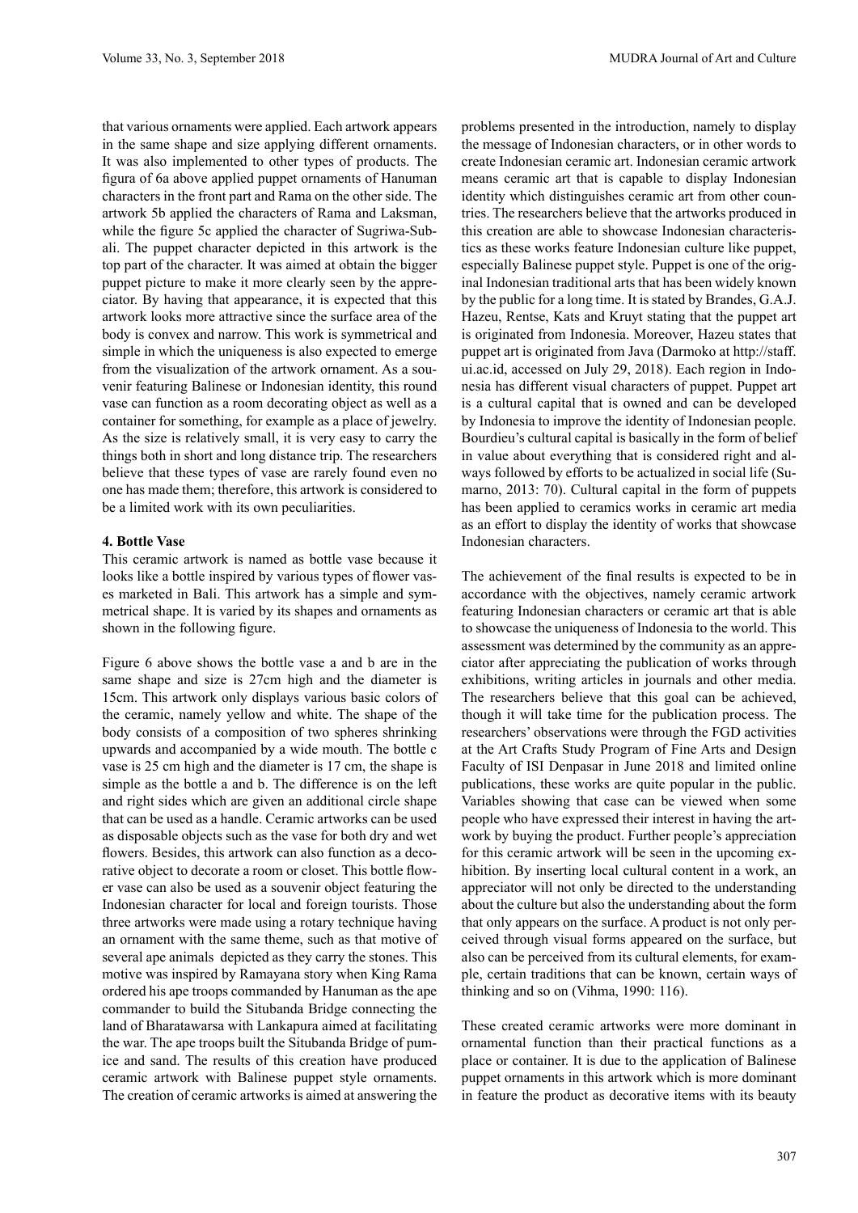that various ornaments were applied. Each artwork appears in the same shape and size applying different ornaments. It was also implemented to other types of products. The figura of 6a above applied puppet ornaments of Hanuman characters in the front part and Rama on the other side. The artwork 5b applied the characters of Rama and Laksman, while the figure 5c applied the character of Sugriwa-Subali. The puppet character depicted in this artwork is the top part of the character. It was aimed at obtain the bigger puppet picture to make it more clearly seen by the appreciator. By having that appearance, it is expected that this artwork looks more attractive since the surface area of the body is convex and narrow. This work is symmetrical and simple in which the uniqueness is also expected to emerge from the visualization of the artwork ornament. As a souvenir featuring Balinese or Indonesian identity, this round vase can function as a room decorating object as well as a container for something, for example as a place of jewelry. As the size is relatively small, it is very easy to carry the things both in short and long distance trip. The researchers believe that these types of vase are rarely found even no one has made them; therefore, this artwork is considered to be a limited work with its own peculiarities.

**4. Bottle Vase**

This ceramic artwork is named as bottle vase because it looks like a bottle inspired by various types of flower vases marketed in Bali. This artwork has a simple and symmetrical shape. It is varied by its shapes and ornaments as shown in the following figure.

Figure 6 above shows the bottle vase a and b are in the same shape and size is 27cm high and the diameter is 15cm. This artwork only displays various basic colors of the ceramic, namely yellow and white. The shape of the body consists of a composition of two spheres shrinking upwards and accompanied by a wide mouth. The bottle c vase is 25 cm high and the diameter is 17 cm, the shape is simple as the bottle a and b. The difference is on the left and right sides which are given an additional circle shape that can be used as a handle. Ceramic artworks can be used as disposable objects such as the vase for both dry and wet flowers. Besides, this artwork can also function as a decorative object to decorate a room or closet. This bottle flower vase can also be used as a souvenir object featuring the Indonesian character for local and foreign tourists. Those three artworks were made using a rotary technique having an ornament with the same theme, such as that motive of several ape animals depicted as they carry the stones. This motive was inspired by Ramayana story when King Rama ordered his ape troops commanded by Hanuman as the ape commander to build the Situbanda Bridge connecting the land of Bharatawarsa with Lankapura aimed at facilitating the war. The ape troops built the Situbanda Bridge of pumice and sand. The results of this creation have produced ceramic artwork with Balinese puppet style ornaments. The creation of ceramic artworks is aimed at answering the problems presented in the introduction, namely to display the message of Indonesian characters, or in other words to create Indonesian ceramic art. Indonesian ceramic artwork means ceramic art that is capable to display Indonesian identity which distinguishes ceramic art from other countries. The researchers believe that the artworks produced in this creation are able to showcase Indonesian characteristics as these works feature Indonesian culture like puppet, especially Balinese puppet style. Puppet is one of the original Indonesian traditional arts that has been widely known by the public for a long time. It is stated by Brandes, G.A.J. Hazeu, Rentse, Kats and Kruyt stating that the puppet art is originated from Indonesia. Moreover, Hazeu states that puppet art is originated from Java (Darmoko at http://staff.ui.ac.id, accessed on July 29, 2018). Each region in Indonesia has different visual characters of puppet. Puppet art is a cultural capital that is owned and can be developed by Indonesia to improve the identity of Indonesian people. Bourdieu's cultural capital is basically in the form of belief in value about everything that is considered right and always followed by efforts to be actualized in social life (Sumarno, 2013: 70). Cultural capital in the form of puppets has been applied to ceramics works in ceramic art media as an effort to display the identity of works that showcase Indonesian characters.

The achievement of the final results is expected to be in accordance with the objectives, namely ceramic artwork featuring Indonesian characters or ceramic art that is able to showcase the uniqueness of Indonesia to the world. This assessment was determined by the community as an appreciator after appreciating the publication of works through exhibitions, writing articles in journals and other media. The researchers believe that this goal can be achieved, though it will take time for the publication process. The researchers' observations were through the FGD activities at the Art Crafts Study Program of Fine Arts and Design Faculty of ISI Denpasar in June 2018 and limited online publications, these works are quite popular in the public. Variables showing that case can be viewed when some people who have expressed their interest in having the artwork by buying the product. Further people's appreciation for this ceramic artwork will be seen in the upcoming exhibition. By inserting local cultural content in a work, an appreciator will not only be directed to the understanding about the culture but also the understanding about the form that only appears on the surface. A product is not only perceived through visual forms appeared on the surface, but also can be perceived from its cultural elements, for example, certain traditions that can be known, certain ways of thinking and so on (Vihma, 1990: 116).

These created ceramic artworks were more dominant in ornamental function than their practical functions as a place or container. It is due to the application of Balinese puppet ornaments in this artwork which is more dominant in feature the product as decorative items with its beauty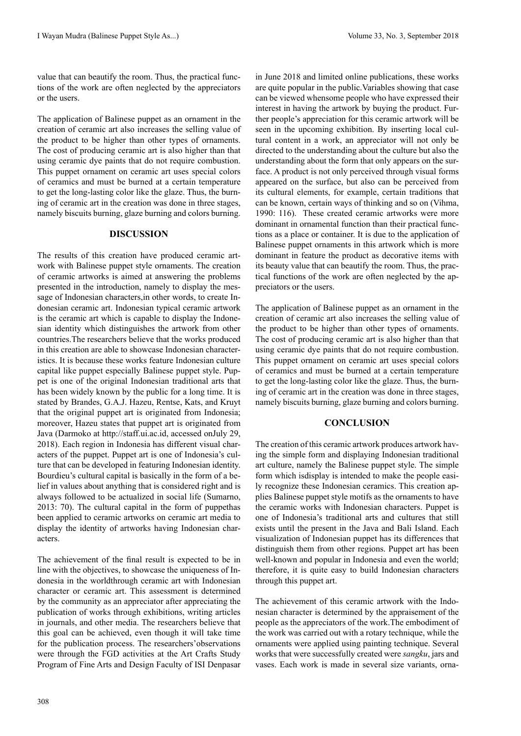value that can beautify the room. Thus, the practical functions of the work are often neglected by the appreciators or the users.

The application of Balinese puppet as an ornament in the creation of ceramic art also increases the selling value of the product to be higher than other types of ornaments. The cost of producing ceramic art is also higher than that using ceramic dye paints that do not require combustion. This puppet ornament on ceramic art uses special colors of ceramics and must be burned at a certain temperature to get the long-lasting color like the glaze. Thus, the burning of ceramic art in the creation was done in three stages, namely biscuits burning, glaze burning and colors burning.

## DISCUSSION

The results of this creation have produced ceramic artwork with Balinese puppet style ornaments. The creation of ceramic artworks is aimed at answering the problems presented in the introduction, namely to display the message of Indonesian characters,in other words, to create Indonesian ceramic art. Indonesian typical ceramic artwork is the ceramic art which is capable to display the Indonesian identity which distinguishes the artwork from other countries.The researchers believe that the works produced in this creation are able to showcase Indonesian characteristics. It is because these works feature Indonesian culture capital like puppet especially Balinese puppet style. Puppet is one of the original Indonesian traditional arts that has been widely known by the public for a long time. It is stated by Brandes, G.A.J. Hazeu, Rentse, Kats, and Kruyt that the original puppet art is originated from Indonesia; moreover, Hazeu states that puppet art is originated from Java (Darmoko at http://staff.ui.ac.id, accessed onJuly 29, 2018). Each region in Indonesia has different visual characters of the puppet. Puppet art is one of Indonesia's culture that can be developed in featuring Indonesian identity. Bourdieu's cultural capital is basically in the form of a belief in values about anything that is considered right and is always followed to be actualized in social life (Sumarno, 2013: 70). The cultural capital in the form of puppethas been applied to ceramic artworks on ceramic art media to display the identity of artworks having Indonesian characters.

The achievement of the final result is expected to be in line with the objectives, to showcase the uniqueness of Indonesia in the worldthrough ceramic art with Indonesian character or ceramic art. This assessment is determined by the community as an appreciator after appreciating the publication of works through exhibitions, writing articles in journals, and other media. The researchers believe that this goal can be achieved, even though it will take time for the publication process. The researchers'observations were through the FGD activities at the Art Crafts Study Program of Fine Arts and Design Faculty of ISI Denpasar in June 2018 and limited online publications, these works are quite popular in the public.Variables showing that case can be viewed whensome people who have expressed their interest in having the artwork by buying the product. Further people's appreciation for this ceramic artwork will be seen in the upcoming exhibition. By inserting local cultural content in a work, an appreciator will not only be directed to the understanding about the culture but also the understanding about the form that only appears on the surface. A product is not only perceived through visual forms appeared on the surface, but also can be perceived from its cultural elements, for example, certain traditions that can be known, certain ways of thinking and so on (Vihma, 1990: 116). These created ceramic artworks were more dominant in ornamental function than their practical functions as a place or container. It is due to the application of Balinese puppet ornaments in this artwork which is more dominant in feature the product as decorative items with its beauty value that can beautify the room. Thus, the practical functions of the work are often neglected by the appreciators or the users.

The application of Balinese puppet as an ornament in the creation of ceramic art also increases the selling value of the product to be higher than other types of ornaments. The cost of producing ceramic art is also higher than that using ceramic dye paints that do not require combustion. This puppet ornament on ceramic art uses special colors of ceramics and must be burned at a certain temperature to get the long-lasting color like the glaze. Thus, the burning of ceramic art in the creation was done in three stages, namely biscuits burning, glaze burning and colors burning.

## CONCLUSION

The creation of this ceramic artwork produces artwork having the simple form and displaying Indonesian traditional art culture, namely the Balinese puppet style. The simple form which isdisplay is intended to make the people easily recognize these Indonesian ceramics. This creation applies Balinese puppet style motifs as the ornaments to have the ceramic works with Indonesian characters. Puppet is one of Indonesia's traditional arts and cultures that still exists until the present in the Java and Bali Island. Each visualization of Indonesian puppet has its differences that distinguish them from other regions. Puppet art has been well-known and popular in Indonesia and even the world; therefore, it is quite easy to build Indonesian characters through this puppet art.

The achievement of this ceramic artwork with the Indonesian character is determined by the appraisement of the people as the appreciators of the work.The embodiment of the work was carried out with a rotary technique, while the ornaments were applied using painting technique. Several works that were successfully created were *sangku*, jars and vases. Each work is made in several size variants, orna-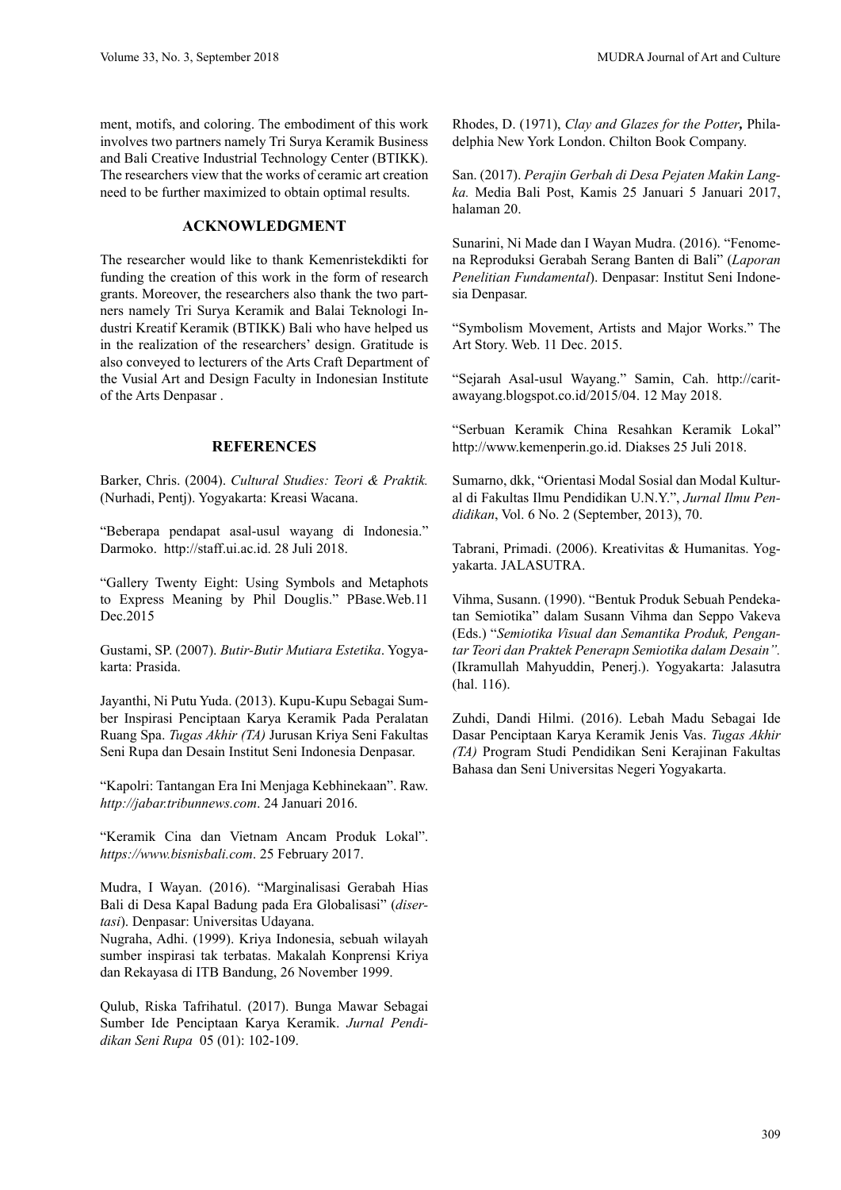ment, motifs, and coloring. The embodiment of this work involves two partners namely Tri Surya Keramik Business and Bali Creative Industrial Technology Center (BTIKK). The researchers view that the works of ceramic art creation need to be further maximized to obtain optimal results.

## ACKNOWLEDGMENT

The researcher would like to thank Kemenristekdikti for funding the creation of this work in the form of research grants. Moreover, the researchers also thank the two partners namely Tri Surya Keramik and Balai Teknologi Industri Kreatif Keramik (BTIKK) Bali who have helped us in the realization of the researchers' design. Gratitude is also conveyed to lecturers of the Arts Craft Department of the Vusial Art and Design Faculty in Indonesian Institute of the Arts Denpasar .

## REFERENCES

Barker, Chris. (2004). *Cultural Studies: Teori & Praktik.* (Nurhadi, Pentj). Yogyakarta: Kreasi Wacana.

"Beberapa pendapat asal-usul wayang di Indonesia." Darmoko. http://staff.ui.ac.id. 28 Juli 2018.

"Gallery Twenty Eight: Using Symbols and Metaphots to Express Meaning by Phil Douglis." PBase.Web.11 Dec.2015

Gustami, SP. (2007). *Butir-Butir Mutiara Estetika*. Yogyakarta: Prasida.

Jayanthi, Ni Putu Yuda. (2013). Kupu-Kupu Sebagai Sumber Inspirasi Penciptaan Karya Keramik Pada Peralatan Ruang Spa. *Tugas Akhir (TA)* Jurusan Kriya Seni Fakultas Seni Rupa dan Desain Institut Seni Indonesia Denpasar.

"Kapolri: Tantangan Era Ini Menjaga Kebhinekaan". Raw. *http://jabar.tribunnews.com*. 24 Januari 2016.

"Keramik Cina dan Vietnam Ancam Produk Lokal". *https://www.bisnisbali.com*. 25 February 2017.

Mudra, I Wayan. (2016). "Marginalisasi Gerabah Hias Bali di Desa Kapal Badung pada Era Globalisasi" (*disertasi*). Denpasar: Universitas Udayana.

Nugraha, Adhi. (1999). Kriya Indonesia, sebuah wilayah sumber inspirasi tak terbatas. Makalah Konprensi Kriya dan Rekayasa di ITB Bandung, 26 November 1999.

Qulub, Riska Tafrihatul. (2017). Bunga Mawar Sebagai Sumber Ide Penciptaan Karya Keramik. *Jurnal Pendidikan Seni Rupa* 05 (01): 102-109.

Rhodes, D. (1971), *Clay and Glazes for the Potter,* Philadelphia New York London. Chilton Book Company.

San. (2017). *Perajin Gerbah di Desa Pejaten Makin Langka.* Media Bali Post, Kamis 25 Januari 5 Januari 2017, halaman 20.

Sunarini, Ni Made dan I Wayan Mudra. (2016). "Fenomena Reproduksi Gerabah Serang Banten di Bali" (*Laporan Penelitian Fundamental*). Denpasar: Institut Seni Indonesia Denpasar.

"Symbolism Movement, Artists and Major Works." The Art Story. Web. 11 Dec. 2015.

"Sejarah Asal-usul Wayang." Samin, Cah. http://caritawayang.blogspot.co.id/2015/04. 12 May 2018.

"Serbuan Keramik China Resahkan Keramik Lokal" http://www.kemenperin.go.id. Diakses 25 Juli 2018.

Sumarno, dkk, "Orientasi Modal Sosial dan Modal Kultural di Fakultas Ilmu Pendidikan U.N.Y.", *Jurnal Ilmu Pendidikan*, Vol. 6 No. 2 (September, 2013), 70.

Tabrani, Primadi. (2006). Kreativitas & Humanitas. Yogyakarta. JALASUTRA.

Vihma, Susann. (1990). "Bentuk Produk Sebuah Pendekatan Semiotika" dalam Susann Vihma dan Seppo Vakeva (Eds.) "*Semiotika Visual dan Semantika Produk, Pengantar Teori dan Praktek Penerapn Semiotika dalam Desain".* (Ikramullah Mahyuddin, Penerj.). Yogyakarta: Jalasutra (hal. 116).

Zuhdi, Dandi Hilmi. (2016). Lebah Madu Sebagai Ide Dasar Penciptaan Karya Keramik Jenis Vas. *Tugas Akhir (TA)* Program Studi Pendidikan Seni Kerajinan Fakultas Bahasa dan Seni Universitas Negeri Yogyakarta.